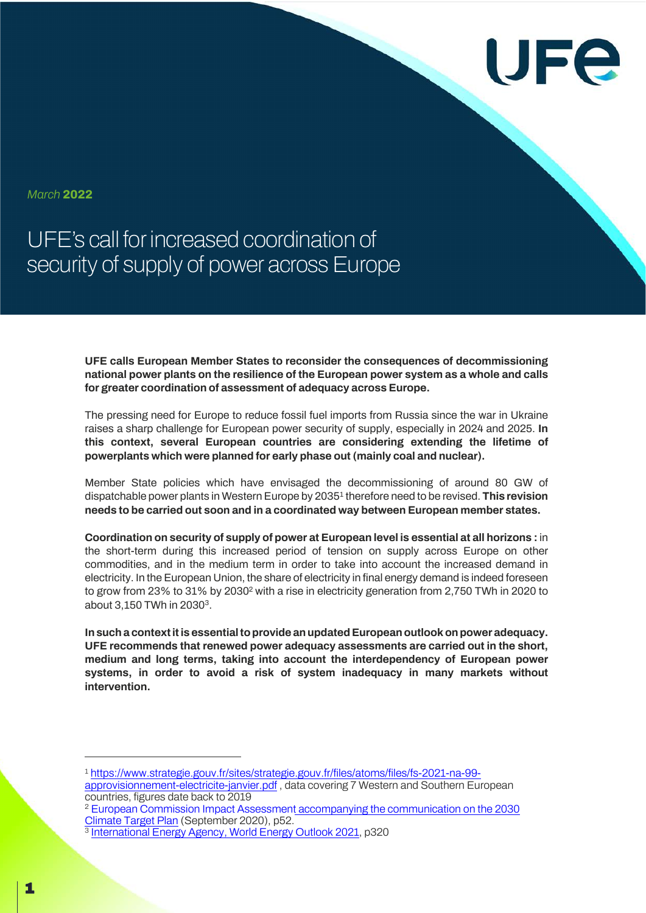March **2022**

# UFE's call for increased coordination of security of supply of power across Europe

**UFE calls European Member States to reconsider the consequences of decommissioning national power plants on the resilience of the European power system as a whole and calls for greater coordination of assessment of adequacy across Europe.**

The pressing need for Europe to reduce fossil fuel imports from Russia since the war in Ukraine raises a sharp challenge for European power security of supply, especially in 2024 and 2025. **In this context, several European countries are considering extending the lifetime of powerplants which were planned for early phase out (mainly coal and nuclear).**

Member State policies which have envisaged the decommissioning of around 80 GW of dispatchable power plants in Western Europe by 2035[1] therefore need to be revised. **This revision needs to be carried out soon and in a coordinated way between European member states.**

**Coordination on security of supply of power at European level is essential at all horizons :** in the short-term during this increased period of tension on supply across Europe on other commodities, and in the medium term in order to take into account the increased demand in electricity. In the European Union, the share of electricity in final energy demand is indeed foreseen to grow from 23% to 31% by 2030[2] with a rise in electricity generation from 2,750 TWh in 2020 to about 3,150 TWh in 2030[3].

**In such a context it is essential to provide an updated European outlook on power adequacy. UFE recommends that renewed power adequacy assessments are carried out in the short, medium and long terms, taking into account the interdependency of European power systems, in order to avoid a risk of system inadequacy in many markets without intervention.**

---

[1] https://www.strategie.gouv.fr/sites/strategie.gouv.fr/files/atoms/files/fs-2021-na-99-approvisionnement-electricite-janvier.pdf , data covering 7 Western and Southern European countries, figures date back to 2019

[2] European Commission Impact Assessment accompanying the communication on the 2030 Climate Target Plan (September 2020), p52.

[3] International Energy Agency, World Energy Outlook 2021, p320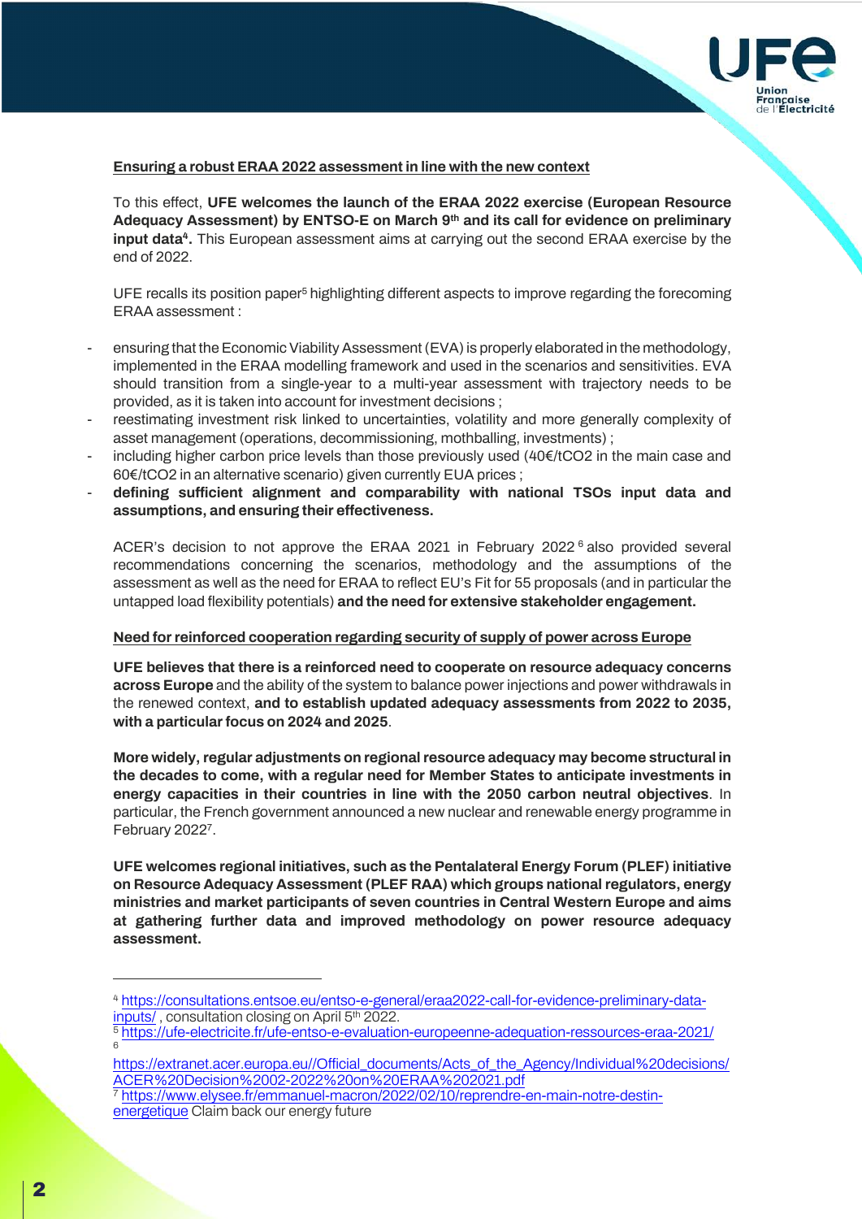**Ensuring a robust ERAA 2022 assessment in line with the new context**

To this effect, **UFE welcomes the launch of the ERAA 2022 exercise (European Resource Adequacy Assessment) by ENTSO-E on March 9th and its call for evidence on preliminary input data[4].** This European assessment aims at carrying out the second ERAA exercise by the end of 2022.

UFE recalls its position paper[5] highlighting different aspects to improve regarding the forecoming ERAA assessment :

- ensuring that the Economic Viability Assessment (EVA) is properly elaborated in the methodology, implemented in the ERAA modelling framework and used in the scenarios and sensitivities. EVA should transition from a single-year to a multi-year assessment with trajectory needs to be provided, as it is taken into account for investment decisions ;
- reestimating investment risk linked to uncertainties, volatility and more generally complexity of asset management (operations, decommissioning, mothballing, investments) ;
- including higher carbon price levels than those previously used (40€/tCO2 in the main case and 60€/tCO2 in an alternative scenario) given currently EUA prices ;
- **defining sufficient alignment and comparability with national TSOs input data and assumptions, and ensuring their effectiveness.**

ACER's decision to not approve the ERAA 2021 in February 2022[6] also provided several recommendations concerning the scenarios, methodology and the assumptions of the assessment as well as the need for ERAA to reflect EU's Fit for 55 proposals (and in particular the untapped load flexibility potentials) **and the need for extensive stakeholder engagement.**

**Need for reinforced cooperation regarding security of supply of power across Europe**

**UFE believes that there is a reinforced need to cooperate on resource adequacy concerns across Europe** and the ability of the system to balance power injections and power withdrawals in the renewed context, **and to establish updated adequacy assessments from 2022 to 2035, with a particular focus on 2024 and 2025**.

**More widely, regular adjustments on regional resource adequacy may become structural in the decades to come, with a regular need for Member States to anticipate investments in energy capacities in their countries in line with the 2050 carbon neutral objectives**. In particular, the French government announced a new nuclear and renewable energy programme in February 2022[7].

**UFE welcomes regional initiatives, such as the Pentalateral Energy Forum (PLEF) initiative on Resource Adequacy Assessment (PLEF RAA) which groups national regulators, energy ministries and market participants of seven countries in Central Western Europe and aims at gathering further data and improved methodology on power resource adequacy assessment.**

---

[4] https://consultations.entsoe.eu/entso-e-general/eraa2022-call-for-evidence-preliminary-data-inputs/ , consultation closing on April 5th 2022.

[5] https://ufe-electricite.fr/ufe-entso-e-evaluation-europeenne-adequation-ressources-eraa-2021/

[6] https://extranet.acer.europa.eu//Official_documents/Acts_of_the_Agency/Individual%20decisions/ACER%20Decision%2002-2022%20on%20ERAA%202021.pdf

[7] https://www.elysee.fr/emmanuel-macron/2022/02/10/reprendre-en-main-notre-destin-energetique Claim back our energy future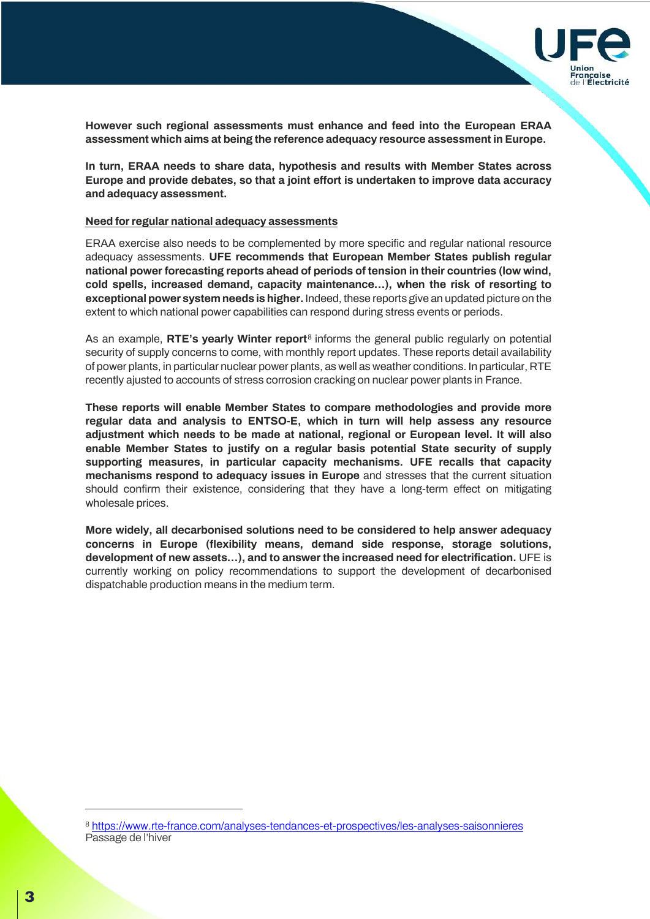**However such regional assessments must enhance and feed into the European ERAA assessment which aims at being the reference adequacy resource assessment in Europe.**

**In turn, ERAA needs to share data, hypothesis and results with Member States across Europe and provide debates, so that a joint effort is undertaken to improve data accuracy and adequacy assessment.**

<u>Need for regular national adequacy assessments</u>

ERAA exercise also needs to be complemented by more specific and regular national resource adequacy assessments. **UFE recommends that European Member States publish regular national power forecasting reports ahead of periods of tension in their countries (low wind, cold spells, increased demand, capacity maintenance…), when the risk of resorting to exceptional power system needs is higher.** Indeed, these reports give an updated picture on the extent to which national power capabilities can respond during stress events or periods.

As an example, **RTE's yearly Winter report**[8] informs the general public regularly on potential security of supply concerns to come, with monthly report updates. These reports detail availability of power plants, in particular nuclear power plants, as well as weather conditions. In particular, RTE recently ajusted to accounts of stress corrosion cracking on nuclear power plants in France.

**These reports will enable Member States to compare methodologies and provide more regular data and analysis to ENTSO-E, which in turn will help assess any resource adjustment which needs to be made at national, regional or European level. It will also enable Member States to justify on a regular basis potential State security of supply supporting measures, in particular capacity mechanisms. UFE recalls that capacity mechanisms respond to adequacy issues in Europe** and stresses that the current situation should confirm their existence, considering that they have a long-term effect on mitigating wholesale prices.

**More widely, all decarbonised solutions need to be considered to help answer adequacy concerns in Europe (flexibility means, demand side response, storage solutions, development of new assets…), and to answer the increased need for electrification.** UFE is currently working on policy recommendations to support the development of decarbonised dispatchable production means in the medium term.

---

[8] https://www.rte-france.com/analyses-tendances-et-prospectives/les-analyses-saisonnieres
Passage de l'hiver